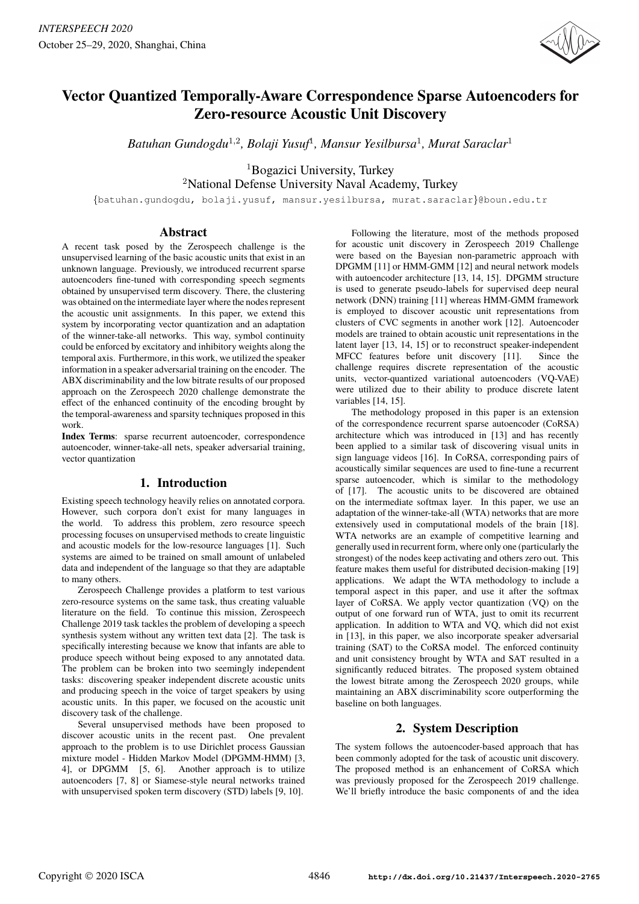# Vector Quantized Temporally-Aware Correspondence Sparse Autoencoders for Zero-resource Acoustic Unit Discovery

*Batuhan Gundogdu[1,2], Bolaji Yusuf[1], Mansur Yesilbursa[1], Murat Saraclar[1]*

[1]Bogazici University, Turkey
[2]National Defense University Naval Academy, Turkey

{batuhan.gundogdu, bolaji.yusuf, mansur.yesilbursa, murat.saraclar}@boun.edu.tr

## Abstract

A recent task posed by the Zerospeech challenge is the unsupervised learning of the basic acoustic units that exist in an unknown language. Previously, we introduced recurrent sparse autoencoders fine-tuned with corresponding speech segments obtained by unsupervised term discovery. There, the clustering was obtained on the intermediate layer where the nodes represent the acoustic unit assignments. In this paper, we extend this system by incorporating vector quantization and an adaptation of the winner-take-all networks. This way, symbol continuity could be enforced by excitatory and inhibitory weights along the temporal axis. Furthermore, in this work, we utilized the speaker information in a speaker adversarial training on the encoder. The ABX discriminability and the low bitrate results of our proposed approach on the Zerospeech 2020 challenge demonstrate the effect of the enhanced continuity of the encoding brought by the temporal-awareness and sparsity techniques proposed in this work.

**Index Terms**: sparse recurrent autoencoder, correspondence autoencoder, winner-take-all nets, speaker adversarial training, vector quantization

## 1. Introduction

Existing speech technology heavily relies on annotated corpora. However, such corpora don't exist for many languages in the world. To address this problem, zero resource speech processing focuses on unsupervised methods to create linguistic and acoustic models for the low-resource languages [1]. Such systems are aimed to be trained on small amount of unlabeled data and independent of the language so that they are adaptable to many others.

Zerospeech Challenge provides a platform to test various zero-resource systems on the same task, thus creating valuable literature on the field. To continue this mission, Zerospeech Challenge 2019 task tackles the problem of developing a speech synthesis system without any written text data [2]. The task is specifically interesting because we know that infants are able to produce speech without being exposed to any annotated data. The problem can be broken into two seemingly independent tasks: discovering speaker independent discrete acoustic units and producing speech in the voice of target speakers by using acoustic units. In this paper, we focused on the acoustic unit discovery task of the challenge.

Several unsupervised methods have been proposed to discover acoustic units in the recent past. One prevalent approach to the problem is to use Dirichlet process Gaussian mixture model - Hidden Markov Model (DPGMM-HMM) [3, 4], or DPGMM [5, 6]. Another approach is to utilize autoencoders [7, 8] or Siamese-style neural networks trained with unsupervised spoken term discovery (STD) labels [9, 10].

Following the literature, most of the methods proposed for acoustic unit discovery in Zerospeech 2019 Challenge were based on the Bayesian non-parametric approach with DPGMM [11] or HMM-GMM [12] and neural network models with autoencoder architecture [13, 14, 15]. DPGMM structure is used to generate pseudo-labels for supervised deep neural network (DNN) training [11] whereas HMM-GMM framework is employed to discover acoustic unit representations from clusters of CVC segments in another work [12]. Autoencoder models are trained to obtain acoustic unit representations in the latent layer [13, 14, 15] or to reconstruct speaker-independent MFCC features before unit discovery [11]. Since the challenge requires discrete representation of the acoustic units, vector-quantized variational autoencoders (VQ-VAE) were utilized due to their ability to produce discrete latent variables [14, 15].

The methodology proposed in this paper is an extension of the correspondence recurrent sparse autoencoder (CoRSA) architecture which was introduced in [13] and has recently been applied to a similar task of discovering visual units in sign language videos [16]. In CoRSA, corresponding pairs of acoustically similar sequences are used to fine-tune a recurrent sparse autoencoder, which is similar to the methodology of [17]. The acoustic units to be discovered are obtained on the intermediate softmax layer. In this paper, we use an adaptation of the winner-take-all (WTA) networks that are more extensively used in computational models of the brain [18]. WTA networks are an example of competitive learning and generally used in recurrent form, where only one (particularly the strongest) of the nodes keep activating and others zero out. This feature makes them useful for distributed decision-making [19] applications. We adapt the WTA methodology to include a temporal aspect in this paper, and use it after the softmax layer of CoRSA. We apply vector quantization (VQ) on the output of one forward run of WTA, just to omit its recurrent application. In addition to WTA and VQ, which did not exist in [13], in this paper, we also incorporate speaker adversarial training (SAT) to the CoRSA model. The enforced continuity and unit consistency brought by WTA and SAT resulted in a significantly reduced bitrates. The proposed system obtained the lowest bitrate among the Zerospeech 2020 groups, while maintaining an ABX discriminability score outperforming the baseline on both languages.

## 2. System Description

The system follows the autoencoder-based approach that has been commonly adopted for the task of acoustic unit discovery. The proposed method is an enhancement of CoRSA which was previously proposed for the Zerospeech 2019 challenge. We'll briefly introduce the basic components of and the idea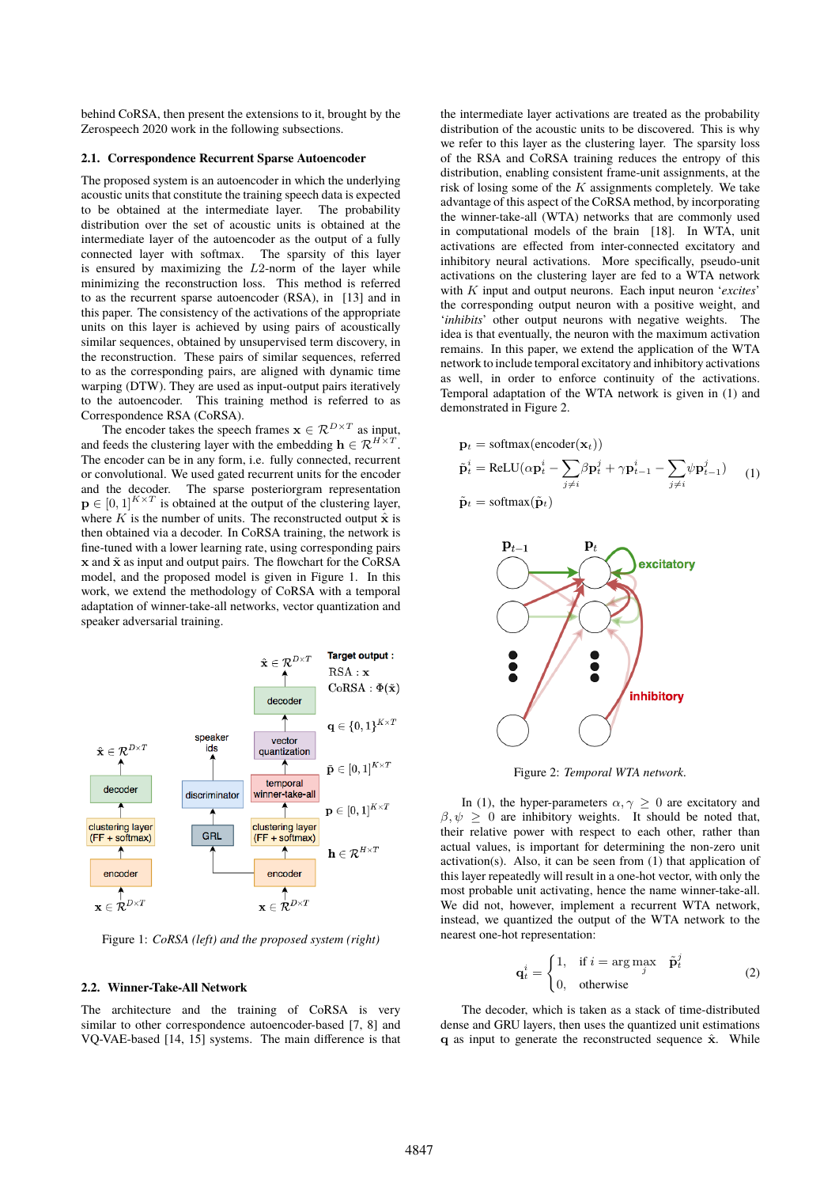behind CoRSA, then present the extensions to it, brought by the Zerospeech 2020 work in the following subsections.

### 2.1. Correspondence Recurrent Sparse Autoencoder

The proposed system is an autoencoder in which the underlying acoustic units that constitute the training speech data is expected to be obtained at the intermediate layer. The probability distribution over the set of acoustic units is obtained at the intermediate layer of the autoencoder as the output of a fully connected layer with softmax. The sparsity of this layer is ensured by maximizing the $L2$-norm of the layer while minimizing the reconstruction loss. This method is referred to as the recurrent sparse autoencoder (RSA), in [13] and in this paper. The consistency of the activations of the appropriate units on this layer is achieved by using pairs of acoustically similar sequences, obtained by unsupervised term discovery, in the reconstruction. These pairs of similar sequences, referred to as the corresponding pairs, are aligned with dynamic time warping (DTW). They are used as input-output pairs iteratively to the autoencoder. This training method is referred to as Correspondence RSA (CoRSA).

The encoder takes the speech frames $\mathbf{x} \in \mathcal{R}^{D \times T}$ as input, and feeds the clustering layer with the embedding $\mathbf{h} \in \mathcal{R}^{H \times T}$. The encoder can be in any form, i.e. fully connected, recurrent or convolutional. We used gated recurrent units for the encoder and the decoder. The sparse posteriorgram representation $\mathbf{p} \in [0,1]^{K \times T}$ is obtained at the output of the clustering layer, where $K$ is the number of units. The reconstructed output $\hat{\mathbf{x}}$ is then obtained via a decoder. In CoRSA training, the network is fine-tuned with a lower learning rate, using corresponding pairs $\mathbf{x}$ and $\tilde{\mathbf{x}}$ as input and output pairs. The flowchart for the CoRSA model, and the proposed model is given in Figure 1. In this work, we extend the methodology of CoRSA with a temporal adaptation of winner-take-all networks, vector quantization and speaker adversarial training.

$\hat{\mathbf{x}} \in \mathcal{R}^{D \times T}$
decoder
clustering layer (FF + softmax)
encoder
$\mathbf{x} \in \mathcal{R}^{D \times T}$

$\hat{\mathbf{x}} \in \mathcal{R}^{D \times T}$
Target output :
RSA : $\mathbf{x}$
CoRSA : $\Phi(\tilde{\mathbf{x}})$
decoder
$\mathbf{q} \in \{0,1\}^{K \times T}$
speaker ids
vector quantization
$\tilde{\mathbf{p}} \in [0,1]^{K \times T}$
discriminator
temporal winner-take-all
$\mathbf{p} \in [0,1]^{K \times T}$
GRL
clustering layer (FF + softmax)
$\mathbf{h} \in \mathcal{R}^{H \times T}$
encoder
$\mathbf{x} \in \mathcal{R}^{D \times T}$

Figure 1: *CoRSA (left) and the proposed system (right)*

### 2.2. Winner-Take-All Network

The architecture and the training of CoRSA is very similar to other correspondence autoencoder-based [7, 8] and VQ-VAE-based [14, 15] systems. The main difference is that the intermediate layer activations are treated as the probability distribution of the acoustic units to be discovered. This is why we refer to this layer as the clustering layer. The sparsity loss of the RSA and CoRSA training reduces the entropy of this distribution, enabling consistent frame-unit assignments, at the risk of losing some of the $K$ assignments completely. We take advantage of this aspect of the CoRSA method, by incorporating the winner-take-all (WTA) networks that are commonly used in computational models of the brain [18]. In WTA, unit activations are effected from inter-connected excitatory and inhibitory neural activations. More specifically, pseudo-unit activations on the clustering layer are fed to a WTA network with $K$ input and output neurons. Each input neuron '*excites*' the corresponding output neuron with a positive weight, and '*inhibits*' other output neurons with negative weights. The idea is that eventually, the neuron with the maximum activation remains. In this paper, we extend the application of the WTA network to include temporal excitatory and inhibitory activations as well, in order to enforce continuity of the activations. Temporal adaptation of the WTA network is given in (1) and demonstrated in Figure 2.

$$
\begin{aligned}
\mathbf{p}_t &= \text{softmax}(\text{encoder}(\mathbf{x}_t)) \\
\tilde{\mathbf{p}}_t^i &= \text{ReLU}(\alpha \mathbf{p}_t^i - \sum_{j \neq i} \beta \mathbf{p}_t^j + \gamma \mathbf{p}_{t-1}^i - \sum_{j \neq i} \psi \mathbf{p}_{t-1}^j) \\
\tilde{\mathbf{p}}_t &= \text{softmax}(\tilde{\mathbf{p}}_t)
\end{aligned}
\quad (1)
$$

$\mathbf{p}_{t-1}$
$\mathbf{p}_t$
excitatory
inhibitory

Figure 2: *Temporal WTA network.*

In (1), the hyper-parameters $\alpha, \gamma \geq 0$ are excitatory and $\beta, \psi \geq 0$ are inhibitory weights. It should be noted that, their relative power with respect to each other, rather than actual values, is important for determining the non-zero unit activation(s). Also, it can be seen from (1) that application of this layer repeatedly will result in a one-hot vector, with only the most probable unit activating, hence the name winner-take-all. We did not, however, implement a recurrent WTA network, instead, we quantized the output of the WTA network to the nearest one-hot representation:

$$
\mathbf{q}_t^i = \begin{cases} 1, & \text{if } i = \arg\max_j \ \tilde{\mathbf{p}}_t^j \\ 0, & \text{otherwise} \end{cases} \quad (2)
$$

The decoder, which is taken as a stack of time-distributed dense and GRU layers, then uses the quantized unit estimations $\mathbf{q}$ as input to generate the reconstructed sequence $\hat{\mathbf{x}}$. While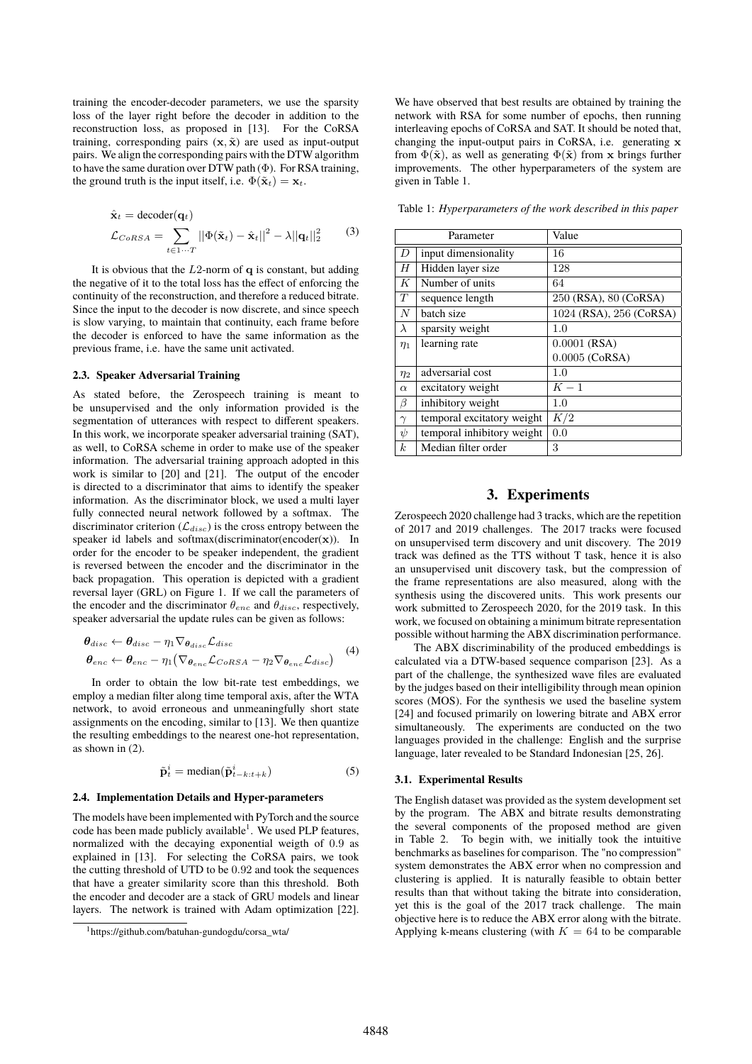training the encoder-decoder parameters, we use the sparsity loss of the layer right before the decoder in addition to the reconstruction loss, as proposed in [13]. For the CoRSA training, corresponding pairs $(\mathbf{x}, \tilde{\mathbf{x}})$ are used as input-output pairs. We align the corresponding pairs with the DTW algorithm to have the same duration over DTW path $(\Phi)$. For RSA training, the ground truth is the input itself, i.e. $\Phi(\tilde{\mathbf{x}}_t) = \mathbf{x}_t$.

$$
\begin{aligned}
\hat{\mathbf{x}}_t &= \text{decoder}(\mathbf{q}_t) \\
\mathcal{L}_{CoRSA} &= \sum_{t \in 1 \cdots T} ||\Phi(\tilde{\mathbf{x}}_t) - \hat{\mathbf{x}}_t||^2 - \lambda ||\mathbf{q}_t||_2^2
\end{aligned}
\tag{3}
$$

It is obvious that the $L2$-norm of $\mathbf{q}$ is constant, but adding the negative of it to the total loss has the effect of enforcing the continuity of the reconstruction, and therefore a reduced bitrate. Since the input to the decoder is now discrete, and since speech is slow varying, to maintain that continuity, each frame before the decoder is enforced to have the same information as the previous frame, i.e. have the same unit activated.

### 2.3. Speaker Adversarial Training

As stated before, the Zerospeech training is meant to be unsupervised and the only information provided is the segmentation of utterances with respect to different speakers. In this work, we incorporate speaker adversarial training (SAT), as well, to CoRSA scheme in order to make use of the speaker information. The adversarial training approach adopted in this work is similar to [20] and [21]. The output of the encoder is directed to a discriminator that aims to identify the speaker information. As the discriminator block, we used a multi layer fully connected neural network followed by a softmax. The discriminator criterion ($\mathcal{L}_{disc}$) is the cross entropy between the speaker id labels and softmax(discriminator(encoder($\mathbf{x}$)). In order for the encoder to be speaker independent, the gradient is reversed between the encoder and the discriminator in the back propagation. This operation is depicted with a gradient reversal layer (GRL) on Figure 1. If we call the parameters of the encoder and the discriminator $\theta_{enc}$ and $\theta_{disc}$, respectively, speaker adversarial the update rules can be given as follows:

$$
\begin{aligned}
\boldsymbol{\theta}_{disc} &\leftarrow \boldsymbol{\theta}_{disc} - \eta_1 \nabla_{\boldsymbol{\theta}_{disc}} \mathcal{L}_{disc} \\
\boldsymbol{\theta}_{enc} &\leftarrow \boldsymbol{\theta}_{enc} - \eta_1 \big( \nabla_{\boldsymbol{\theta}_{enc}} \mathcal{L}_{CoRSA} - \eta_2 \nabla_{\boldsymbol{\theta}_{enc}} \mathcal{L}_{disc} \big)
\end{aligned}
\tag{4}
$$

In order to obtain the low bit-rate test embeddings, we employ a median filter along time temporal axis, after the WTA network, to avoid erroneous and unmeaningfully short state assignments on the encoding, similar to [13]. We then quantize the resulting embeddings to the nearest one-hot representation, as shown in (2).

$$
\tilde{\mathbf{p}}_t^i = \text{median}(\tilde{\mathbf{p}}_{t-k:t+k}^i) \tag{5}
$$

### 2.4. Implementation Details and Hyper-parameters

The models have been implemented with PyTorch and the source code has been made publicly available[1]. We used PLP features, normalized with the decaying exponential weigth of 0.9 as explained in [13]. For selecting the CoRSA pairs, we took the cutting threshold of UTD to be 0.92 and took the sequences that have a greater similarity score than this threshold. Both the encoder and decoder are a stack of GRU models and linear layers. The network is trained with Adam optimization [22]. We have observed that best results are obtained by training the network with RSA for some number of epochs, then running interleaving epochs of CoRSA and SAT. It should be noted that, changing the input-output pairs in CoRSA, i.e. generating $\mathbf{x}$ from $\Phi(\tilde{\mathbf{x}})$, as well as generating $\Phi(\tilde{\mathbf{x}})$ from $\mathbf{x}$ brings further improvements. The other hyperparameters of the system are given in Table 1.

[1] https://github.com/batuhan-gundogdu/corsa_wta/

Table 1: *Hyperparameters of the work described in this paper*

| Parameter | | Value |
|---|---|---|
| $D$ | input dimensionality | 16 |
| $H$ | Hidden layer size | 128 |
| $K$ | Number of units | 64 |
| $T$ | sequence length | 250 (RSA), 80 (CoRSA) |
| $N$ | batch size | 1024 (RSA), 256 (CoRSA) |
| $\lambda$ | sparsity weight | 1.0 |
| $\eta_1$ | learning rate | 0.0001 (RSA)<br>0.0005 (CoRSA) |
| $\eta_2$ | adversarial cost | 1.0 |
| $\alpha$ | excitatory weight | $K-1$ |
| $\beta$ | inhibitory weight | 1.0 |
| $\gamma$ | temporal excitatory weight | $K/2$ |
| $\psi$ | temporal inhibitory weight | 0.0 |
| $k$ | Median filter order | 3 |

## 3. Experiments

Zerospeech 2020 challenge had 3 tracks, which are the repetition of 2017 and 2019 challenges. The 2017 tracks were focused on unsupervised term discovery and unit discovery. The 2019 track was defined as the TTS without T task, hence it is also an unsupervised unit discovery task, but the compression of the frame representations are also measured, along with the synthesis using the discovered units. This work presents our work submitted to Zerospeech 2020, for the 2019 task. In this work, we focused on obtaining a minimum bitrate representation possible without harming the ABX discrimination performance.

The ABX discriminability of the produced embeddings is calculated via a DTW-based sequence comparison [23]. As a part of the challenge, the synthesized wave files are evaluated by the judges based on their intelligibility through mean opinion scores (MOS). For the synthesis we used the baseline system [24] and focused primarily on lowering bitrate and ABX error simultaneously. The experiments are conducted on the two languages provided in the challenge: English and the surprise language, later revealed to be Standard Indonesian [25, 26].

### 3.1. Experimental Results

The English dataset was provided as the system development set by the program. The ABX and bitrate results demonstrating the several components of the proposed method are given in Table 2. To begin with, we initially took the intuitive benchmarks as baselines for comparison. The "no compression" system demonstrates the ABX error when no compression and clustering is applied. It is naturally feasible to obtain better results than that without taking the bitrate into consideration, yet this is the goal of the 2017 track challenge. The main objective here is to reduce the ABX error along with the bitrate. Applying k-means clustering (with $K = 64$ to be comparable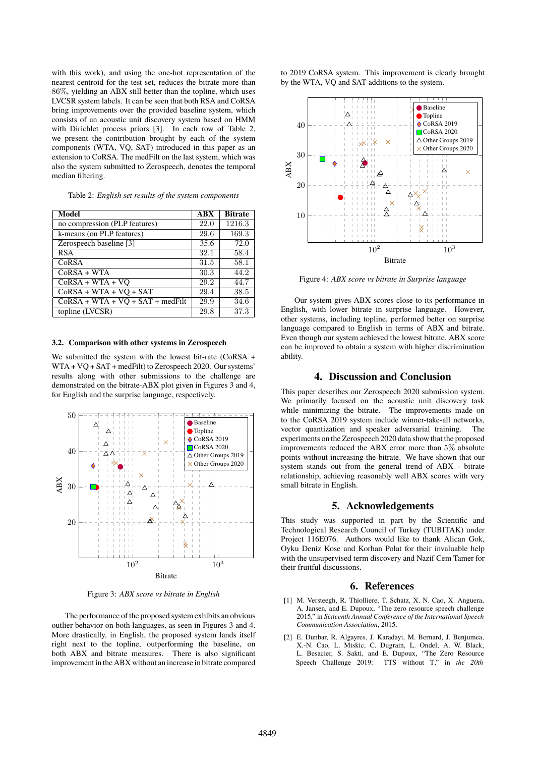with this work), and using the one-hot representation of the nearest centroid for the test set, reduces the bitrate more than 86%, yielding an ABX still better than the topline, which uses LVCSR system labels. It can be seen that both RSA and CoRSA bring improvements over the provided baseline system, which consists of an acoustic unit discovery system based on HMM with Dirichlet process priors [3]. In each row of Table 2, we present the contribution brought by each of the system components (WTA, VQ, SAT) introduced in this paper as an extension to CoRSA. The medFilt on the last system, which was also the system submitted to Zerospeech, denotes the temporal median filtering.

Table 2: *English set results of the system components*

| Model | ABX | Bitrate |
|---|---|---|
| no compression (PLP features) | 22.0 | 1216.3 |
| k-means (on PLP features) | 29.6 | 169.3 |
| Zerospeech baseline [3] | 35.6 | 72.0 |
| RSA | 32.1 | 58.4 |
| CoRSA | 31.5 | 58.1 |
| CoRSA + WTA | 30.3 | 44.2 |
| CoRSA + WTA + VQ | 29.2 | 44.7 |
| CoRSA + WTA + VQ + SAT | 29.4 | 38.5 |
| CoRSA + WTA + VQ + SAT + medFilt | 29.9 | 34.6 |
| topline (LVCSR) | 29.8 | 37.3 |

### 3.2. Comparison with other systems in Zerospeech

We submitted the system with the lowest bit-rate (CoRSA + WTA + VQ + SAT + medFilt) to Zerospeech 2020. Our systems' results along with other submissions to the challenge are demonstrated on the bitrate-ABX plot given in Figures 3 and 4, for English and the surprise language, respectively.

ABX
50
40
30
20
$10^2$
$10^3$
Bitrate
Baseline
Topline
CoRSA 2019
CoRSA 2020
Other Groups 2019
Other Groups 2020

Figure 3: *ABX score vs bitrate in English*

The performance of the proposed system exhibits an obvious outlier behavior on both languages, as seen in Figures 3 and 4. More drastically, in English, the proposed system lands itself right next to the topline, outperforming the baseline, on both ABX and bitrate measures. There is also significant improvement in the ABX without an increase in bitrate compared to 2019 CoRSA system. This improvement is clearly brought by the WTA, VQ and SAT additions to the system.

ABX
40
30
20
10
$10^2$
$10^3$
Bitrate
Baseline
Topline
CoRSA 2019
CoRSA 2020
Other Groups 2019
Other Groups 2020

Figure 4: *ABX score vs bitrate in Surprise language*

Our system gives ABX scores close to its performance in English, with lower bitrate in surprise language. However, other systems, including topline, performed better on surprise language compared to English in terms of ABX and bitrate. Even though our system achieved the lowest bitrate, ABX score can be improved to obtain a system with higher discrimination ability.

## 4. Discussion and Conclusion

This paper describes our Zerospeech 2020 submission system. We primarily focused on the acoustic unit discovery task while minimizing the bitrate. The improvements made on to the CoRSA 2019 system include winner-take-all networks, vector quantization and speaker adversarial training. The experiments on the Zerospeech 2020 data show that the proposed improvements reduced the ABX error more than 5% absolute points without increasing the bitrate. We have shown that our system stands out from the general trend of ABX - bitrate relationship, achieving reasonably well ABX scores with very small bitrate in English.

## 5. Acknowledgements

This study was supported in part by the Scientific and Technological Research Council of Turkey (TUBITAK) under Project 116E076. Authors would like to thank Alican Gok, Oyku Deniz Kose and Korhan Polat for their invaluable help with the unsupervised term discovery and Nazif Cem Tamer for their fruitful discussions.

## 6. References

[1] M. Versteegh, R. Thiolliere, T. Schatz, X. N. Cao, X. Anguera, A. Jansen, and E. Dupoux, "The zero resource speech challenge 2015," in *Sixteenth Annual Conference of the International Speech Communication Association*, 2015.

[2] E. Dunbar, R. Algayres, J. Karadayi, M. Bernard, J. Benjumea, X.-N. Cao, L. Miskic, C. Dugrain, L. Ondel, A. W. Black, L. Besacier, S. Sakti, and E. Dupoux, "The Zero Resource Speech Challenge 2019: TTS without T," in *the 20th*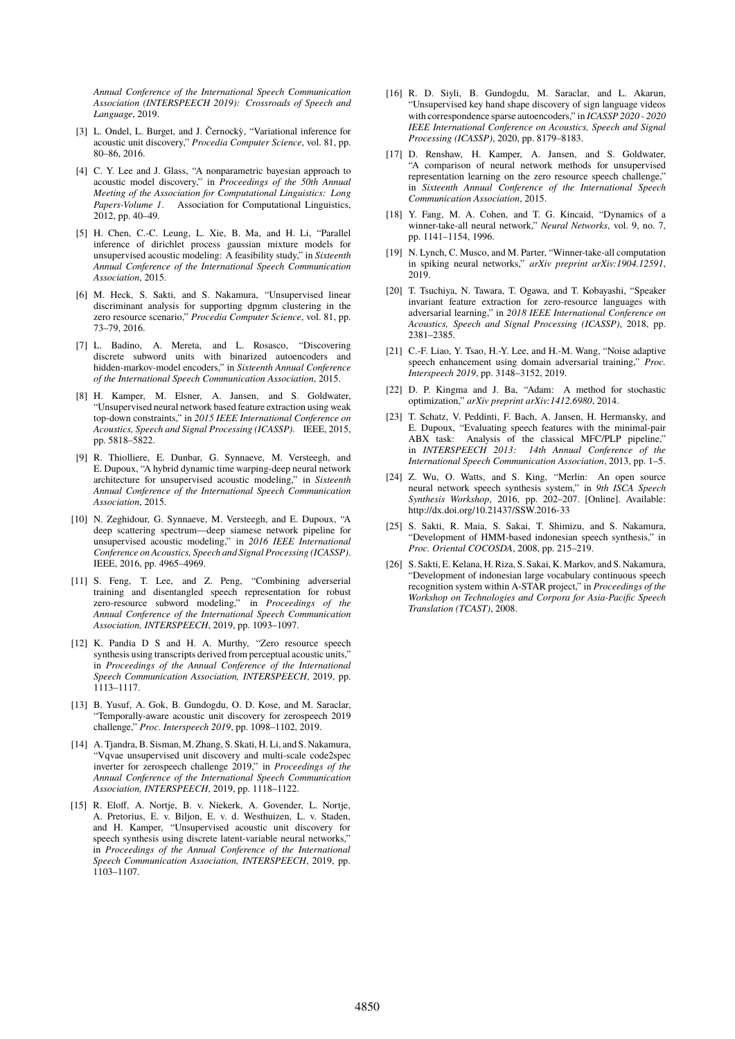*Annual Conference of the International Speech Communication Association (INTERSPEECH 2019): Crossroads of Speech and Language*, 2019.

[3] L. Ondel, L. Burget, and J. Černockỳ, "Variational inference for acoustic unit discovery," *Procedia Computer Science*, vol. 81, pp. 80–86, 2016.

[4] C. Y. Lee and J. Glass, "A nonparametric bayesian approach to acoustic model discovery," in *Proceedings of the 50th Annual Meeting of the Association for Computational Linguistics: Long Papers-Volume 1*. Association for Computational Linguistics, 2012, pp. 40–49.

[5] H. Chen, C.-C. Leung, L. Xie, B. Ma, and H. Li, "Parallel inference of dirichlet process gaussian mixture models for unsupervised acoustic modeling: A feasibility study," in *Sixteenth Annual Conference of the International Speech Communication Association*, 2015.

[6] M. Heck, S. Sakti, and S. Nakamura, "Unsupervised linear discriminant analysis for supporting dpgmm clustering in the zero resource scenario," *Procedia Computer Science*, vol. 81, pp. 73–79, 2016.

[7] L. Badino, A. Mereta, and L. Rosasco, "Discovering discrete subword units with binarized autoencoders and hidden-markov-model encoders," in *Sixteenth Annual Conference of the International Speech Communication Association*, 2015.

[8] H. Kamper, M. Elsner, A. Jansen, and S. Goldwater, "Unsupervised neural network based feature extraction using weak top-down constraints," in *2015 IEEE International Conference on Acoustics, Speech and Signal Processing (ICASSP)*. IEEE, 2015, pp. 5818–5822.

[9] R. Thiolliere, E. Dunbar, G. Synnaeve, M. Versteegh, and E. Dupoux, "A hybrid dynamic time warping-deep neural network architecture for unsupervised acoustic modeling," in *Sixteenth Annual Conference of the International Speech Communication Association*, 2015.

[10] N. Zeghidour, G. Synnaeve, M. Versteegh, and E. Dupoux, "A deep scattering spectrum—deep siamese network pipeline for unsupervised acoustic modeling," in *2016 IEEE International Conference on Acoustics, Speech and Signal Processing (ICASSP)*. IEEE, 2016, pp. 4965–4969.

[11] S. Feng, T. Lee, and Z. Peng, "Combining adverserial training and disentangled speech representation for robust zero-resource subword modeling," in *Proceedings of the Annual Conference of the International Speech Communication Association, INTERSPEECH*, 2019, pp. 1093–1097.

[12] K. Pandia D S and H. A. Murthy, "Zero resource speech synthesis using transcripts derived from perceptual acoustic units," in *Proceedings of the Annual Conference of the International Speech Communication Association, INTERSPEECH*, 2019, pp. 1113–1117.

[13] B. Yusuf, A. Gok, B. Gundogdu, O. D. Kose, and M. Saraclar, "Temporally-aware acoustic unit discovery for zerospeech 2019 challenge," *Proc. Interspeech 2019*, pp. 1098–1102, 2019.

[14] A. Tjandra, B. Sisman, M. Zhang, S. Skati, H. Li, and S. Nakamura, "Vqvae unsupervised unit discovery and multi-scale code2spec inverter for zerospeech challenge 2019," in *Proceedings of the Annual Conference of the International Speech Communication Association, INTERSPEECH*, 2019, pp. 1118–1122.

[15] R. Eloff, A. Nortje, B. v. Niekerk, A. Govender, L. Nortje, A. Pretorius, E. v. Biljon, E. v. d. Westhuizen, L. v. Staden, and H. Kamper, "Unsupervised acoustic unit discovery for speech synthesis using discrete latent-variable neural networks," in *Proceedings of the Annual Conference of the International Speech Communication Association, INTERSPEECH*, 2019, pp. 1103–1107.

[16] R. D. Siyli, B. Gundogdu, M. Saraclar, and L. Akarun, "Unsupervised key hand shape discovery of sign language videos with correspondence sparse autoencoders," in *ICASSP 2020 - 2020 IEEE International Conference on Acoustics, Speech and Signal Processing (ICASSP)*, 2020, pp. 8179–8183.

[17] D. Renshaw, H. Kamper, A. Jansen, and S. Goldwater, "A comparison of neural network methods for unsupervised representation learning on the zero resource speech challenge," in *Sixteenth Annual Conference of the International Speech Communication Association*, 2015.

[18] Y. Fang, M. A. Cohen, and T. G. Kincaid, "Dynamics of a winner-take-all neural network," *Neural Networks*, vol. 9, no. 7, pp. 1141–1154, 1996.

[19] N. Lynch, C. Musco, and M. Parter, "Winner-take-all computation in spiking neural networks," *arXiv preprint arXiv:1904.12591*, 2019.

[20] T. Tsuchiya, N. Tawara, T. Ogawa, and T. Kobayashi, "Speaker invariant feature extraction for zero-resource languages with adversarial learning," in *2018 IEEE International Conference on Acoustics, Speech and Signal Processing (ICASSP)*, 2018, pp. 2381–2385.

[21] C.-F. Liao, Y. Tsao, H.-Y. Lee, and H.-M. Wang, "Noise adaptive speech enhancement using domain adversarial training," *Proc. Interspeech 2019*, pp. 3148–3152, 2019.

[22] D. P. Kingma and J. Ba, "Adam: A method for stochastic optimization," *arXiv preprint arXiv:1412.6980*, 2014.

[23] T. Schatz, V. Peddinti, F. Bach, A. Jansen, H. Hermansky, and E. Dupoux, "Evaluating speech features with the minimal-pair ABX task: Analysis of the classical MFC/PLP pipeline," in *INTERSPEECH 2013: 14th Annual Conference of the International Speech Communication Association*, 2013, pp. 1–5.

[24] Z. Wu, O. Watts, and S. King, "Merlin: An open source neural network speech synthesis system," in *9th ISCA Speech Synthesis Workshop*, 2016, pp. 202–207. [Online]. Available: http://dx.doi.org/10.21437/SSW.2016-33

[25] S. Sakti, R. Maia, S. Sakai, T. Shimizu, and S. Nakamura, "Development of HMM-based indonesian speech synthesis," in *Proc. Oriental COCOSDA*, 2008, pp. 215–219.

[26] S. Sakti, E. Kelana, H. Riza, S. Sakai, K. Markov, and S. Nakamura, "Development of indonesian large vocabulary continuous speech recognition system within A-STAR project," in *Proceedings of the Workshop on Technologies and Corpora for Asia-Pacific Speech Translation (TCAST)*, 2008.